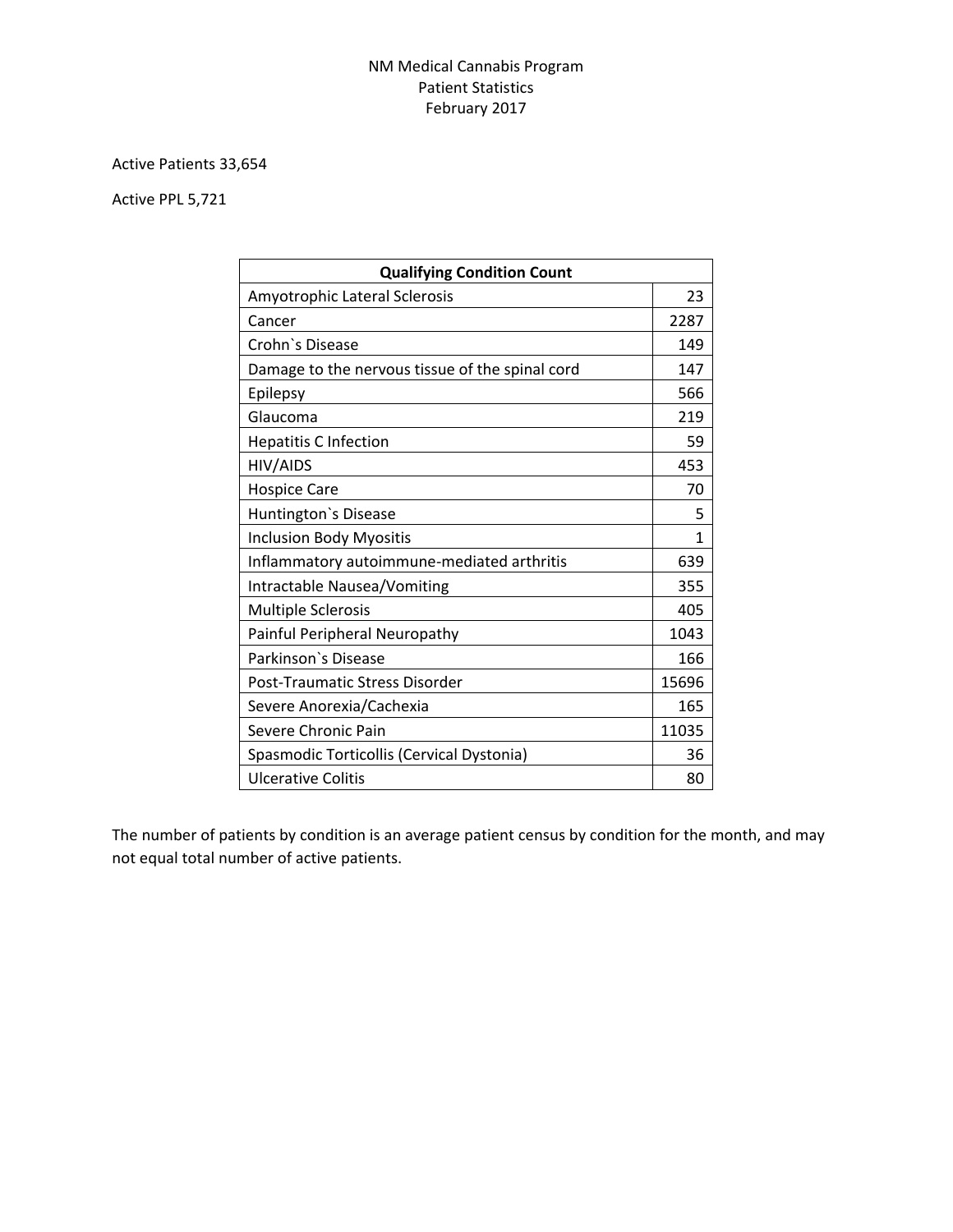# NM Medical Cannabis Program
## Patient Statistics
## February 2017

Active Patients 33,654

Active PPL 5,721

| Qualifying Condition Count | |
|---|---|
| Amyotrophic Lateral Sclerosis | 23 |
| Cancer | 2287 |
| Crohn`s Disease | 149 |
| Damage to the nervous tissue of the spinal cord | 147 |
| Epilepsy | 566 |
| Glaucoma | 219 |
| Hepatitis C Infection | 59 |
| HIV/AIDS | 453 |
| Hospice Care | 70 |
| Huntington`s Disease | 5 |
| Inclusion Body Myositis | 1 |
| Inflammatory autoimmune-mediated arthritis | 639 |
| Intractable Nausea/Vomiting | 355 |
| Multiple Sclerosis | 405 |
| Painful Peripheral Neuropathy | 1043 |
| Parkinson`s Disease | 166 |
| Post-Traumatic Stress Disorder | 15696 |
| Severe Anorexia/Cachexia | 165 |
| Severe Chronic Pain | 11035 |
| Spasmodic Torticollis (Cervical Dystonia) | 36 |
| Ulcerative Colitis | 80 |

The number of patients by condition is an average patient census by condition for the month, and may not equal total number of active patients.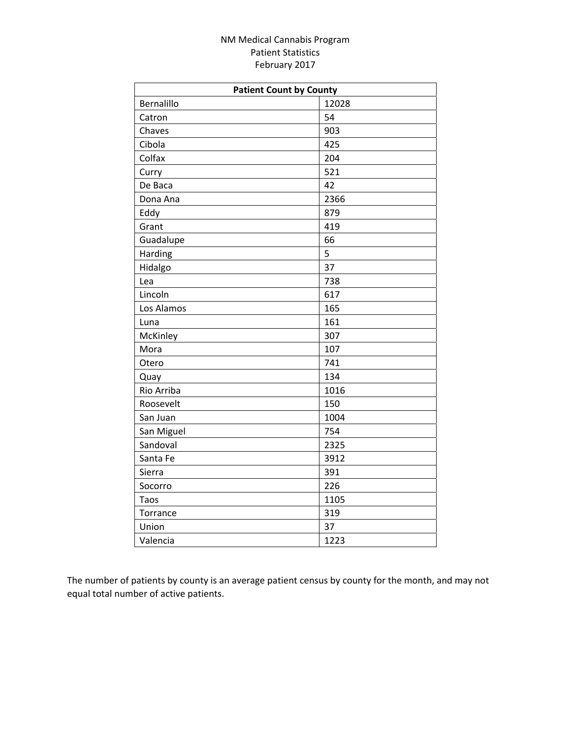NM Medical Cannabis Program
Patient Statistics
February 2017

| Patient Count by County | |
|---|---|
| Bernalillo | 12028 |
| Catron | 54 |
| Chaves | 903 |
| Cibola | 425 |
| Colfax | 204 |
| Curry | 521 |
| De Baca | 42 |
| Dona Ana | 2366 |
| Eddy | 879 |
| Grant | 419 |
| Guadalupe | 66 |
| Harding | 5 |
| Hidalgo | 37 |
| Lea | 738 |
| Lincoln | 617 |
| Los Alamos | 165 |
| Luna | 161 |
| McKinley | 307 |
| Mora | 107 |
| Otero | 741 |
| Quay | 134 |
| Rio Arriba | 1016 |
| Roosevelt | 150 |
| San Juan | 1004 |
| San Miguel | 754 |
| Sandoval | 2325 |
| Santa Fe | 3912 |
| Sierra | 391 |
| Socorro | 226 |
| Taos | 1105 |
| Torrance | 319 |
| Union | 37 |
| Valencia | 1223 |

The number of patients by county is an average patient census by county for the month, and may not equal total number of active patients.